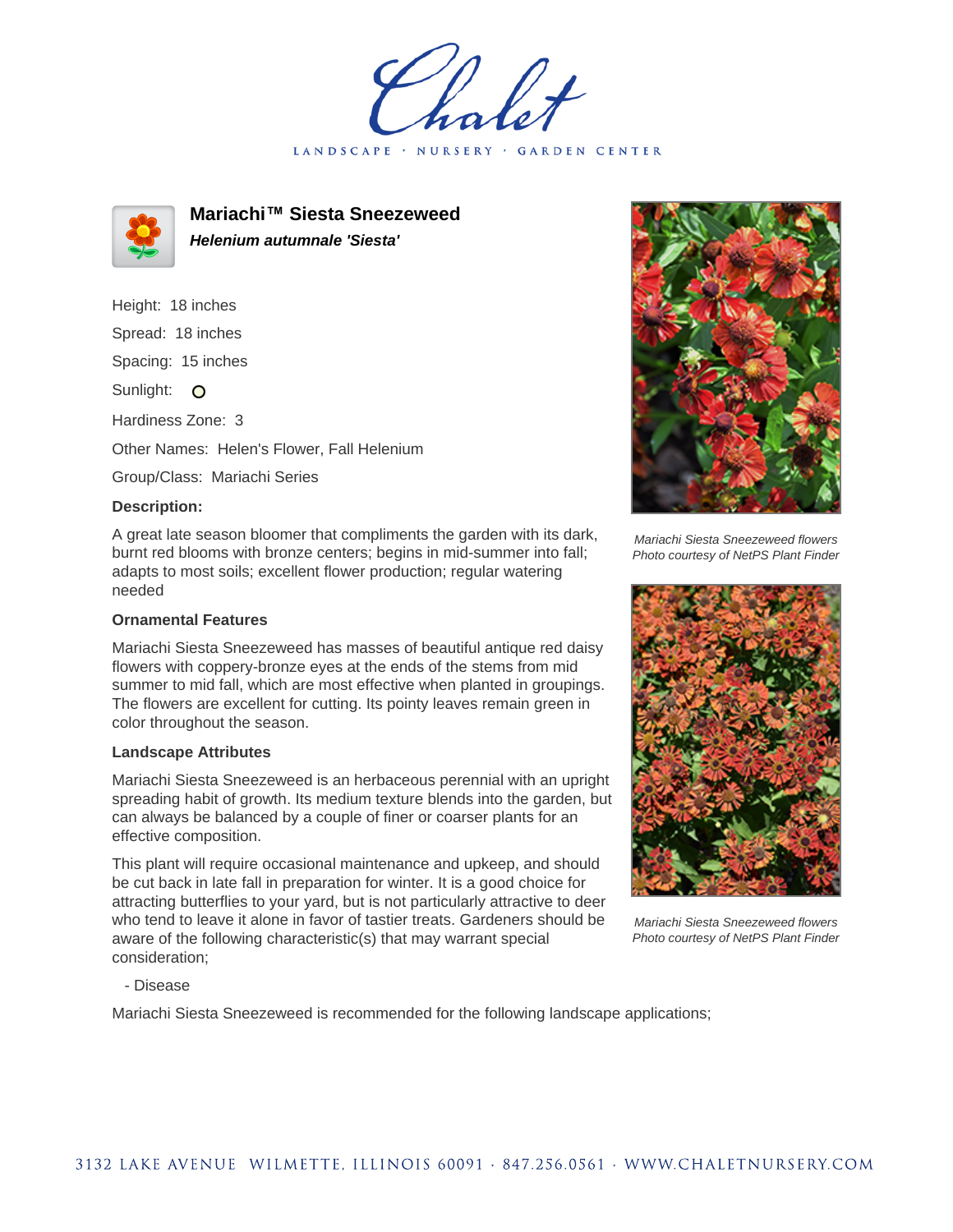# Mariachi™ Siesta Sneezeweed

***Helenium autumnale 'Siesta'***

Height: 18 inches

Spread: 18 inches

Spacing: 15 inches

Sunlight: O

Hardiness Zone: 3

Other Names: Helen's Flower, Fall Helenium

Group/Class: Mariachi Series

### Description:

A great late season bloomer that compliments the garden with its dark, burnt red blooms with bronze centers; begins in mid-summer into fall; adapts to most soils; excellent flower production; regular watering needed

### Ornamental Features

Mariachi Siesta Sneezeweed has masses of beautiful antique red daisy flowers with coppery-bronze eyes at the ends of the stems from mid summer to mid fall, which are most effective when planted in groupings. The flowers are excellent for cutting. Its pointy leaves remain green in color throughout the season.

### Landscape Attributes

Mariachi Siesta Sneezeweed is an herbaceous perennial with an upright spreading habit of growth. Its medium texture blends into the garden, but can always be balanced by a couple of finer or coarser plants for an effective composition.

This plant will require occasional maintenance and upkeep, and should be cut back in late fall in preparation for winter. It is a good choice for attracting butterflies to your yard, but is not particularly attractive to deer who tend to leave it alone in favor of tastier treats. Gardeners should be aware of the following characteristic(s) that may warrant special consideration;

- Disease

Mariachi Siesta Sneezeweed is recommended for the following landscape applications;

*Mariachi Siesta Sneezeweed flowers*
*Photo courtesy of NetPS Plant Finder*

*Mariachi Siesta Sneezeweed flowers*
*Photo courtesy of NetPS Plant Finder*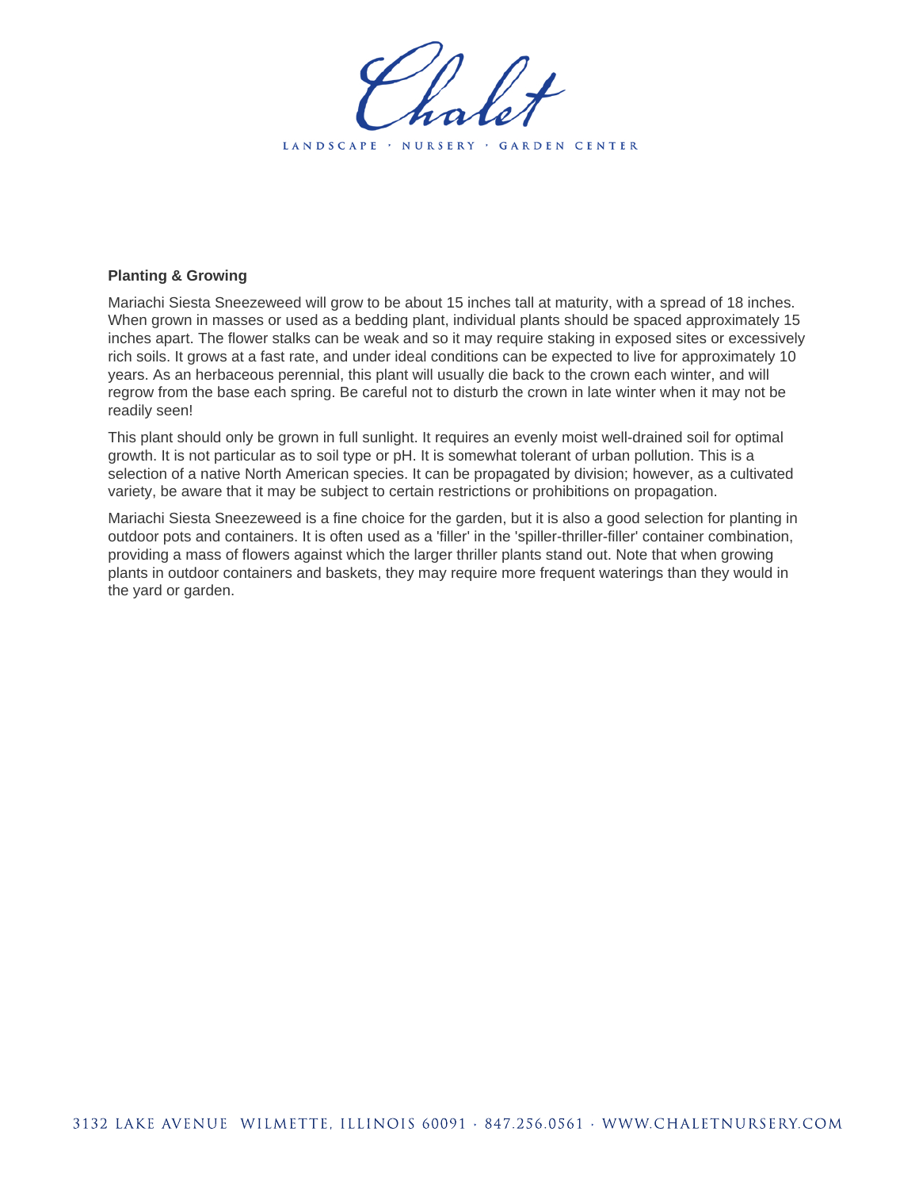### Planting & Growing

Mariachi Siesta Sneezeweed will grow to be about 15 inches tall at maturity, with a spread of 18 inches. When grown in masses or used as a bedding plant, individual plants should be spaced approximately 15 inches apart. The flower stalks can be weak and so it may require staking in exposed sites or excessively rich soils. It grows at a fast rate, and under ideal conditions can be expected to live for approximately 10 years. As an herbaceous perennial, this plant will usually die back to the crown each winter, and will regrow from the base each spring. Be careful not to disturb the crown in late winter when it may not be readily seen!

This plant should only be grown in full sunlight. It requires an evenly moist well-drained soil for optimal growth. It is not particular as to soil type or pH. It is somewhat tolerant of urban pollution. This is a selection of a native North American species. It can be propagated by division; however, as a cultivated variety, be aware that it may be subject to certain restrictions or prohibitions on propagation.

Mariachi Siesta Sneezeweed is a fine choice for the garden, but it is also a good selection for planting in outdoor pots and containers. It is often used as a 'filler' in the 'spiller-thriller-filler' container combination, providing a mass of flowers against which the larger thriller plants stand out. Note that when growing plants in outdoor containers and baskets, they may require more frequent waterings than they would in the yard or garden.